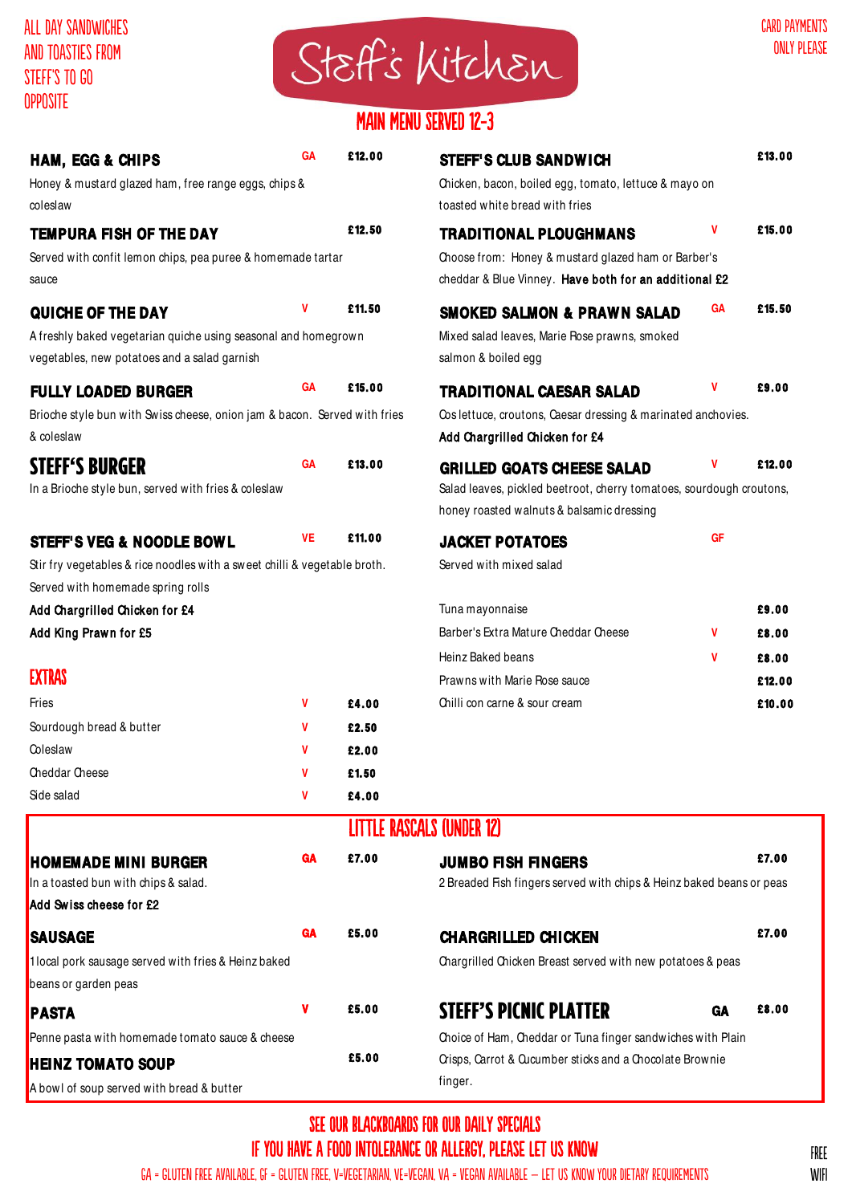ALL DAY SANDWICHES AND TOASTIES FROM STEFF'S TO GO OPPOSITE

# Steff's Kitchen

CARD PAYMENTS ONLY PLEASE

## MAIN MENU SERVED 12-3

**HAM, EGG & CHIPS** GA £12.00
Honey & mustard glazed ham, free range eggs, chips & coleslaw

**TEMPURA FISH OF THE DAY** £12.50
Served with confit lemon chips, pea puree & homemade tartar sauce

**QUICHE OF THE DAY** V £11.50
A freshly baked vegetarian quiche using seasonal and homegrown vegetables, new potatoes and a salad garnish

**FULLY LOADED BURGER** GA £15.00
Brioche style bun with Swiss cheese, onion jam & bacon. Served with fries & coleslaw

**STEFF'S BURGER** GA £13.00
In a Brioche style bun, served with fries & coleslaw

**STEFF'S VEG & NOODLE BOWL** VE £11.00
Stir fry vegetables & rice noodles with a sweet chilli & vegetable broth. Served with homemade spring rolls
**Add Chargrilled Chicken for £4**
**Add King Prawn for £5**

### EXTRAS

| Item | | Price |
|---|---|---|
| Fries | V | £4.00 |
| Sourdough bread & butter | V | £2.50 |
| Coleslaw | V | £2.00 |
| Cheddar Cheese | V | £1.50 |
| Side salad | V | £4.00 |

**STEFF'S CLUB SANDWICH** £13.00
Chicken, bacon, boiled egg, tomato, lettuce & mayo on toasted white bread with fries

**TRADITIONAL PLOUGHMANS** V £15.00
Choose from: Honey & mustard glazed ham or Barber's cheddar & Blue Vinney. **Have both for an additional £2**

**SMOKED SALMON & PRAWN SALAD** GA £15.50
Mixed salad leaves, Marie Rose prawns, smoked salmon & boiled egg

**TRADITIONAL CAESAR SALAD** V £9.00
Cos lettuce, croutons, Caesar dressing & marinated anchovies.
**Add Chargrilled Chicken for £4**

**GRILLED GOATS CHEESE SALAD** V £12.00
Salad leaves, pickled beetroot, cherry tomatoes, sourdough croutons, honey roasted walnuts & balsamic dressing

**JACKET POTATOES** GF
Served with mixed salad

| Filling | | Price |
|---|---|---|
| Tuna mayonnaise | | £9.00 |
| Barber's Extra Mature Cheddar Cheese | V | £8.00 |
| Heinz Baked beans | V | £8.00 |
| Prawns with Marie Rose sauce | | £12.00 |
| Chilli con carne & sour cream | | £10.00 |

## LITTLE RASCALS (UNDER 12)

**HOMEMADE MINI BURGER** GA £7.00
In a toasted bun with chips & salad.
**Add Swiss cheese for £2**

**SAUSAGE** GA £5.00
1 local pork sausage served with fries & Heinz baked beans or garden peas

**PASTA** V £5.00
Penne pasta with homemade tomato sauce & cheese

**HEINZ TOMATO SOUP** £5.00
A bowl of soup served with bread & butter

**JUMBO FISH FINGERS** £7.00
2 Breaded Fish fingers served with chips & Heinz baked beans or peas

**CHARGRILLED CHICKEN** £7.00
Chargrilled Chicken Breast served with new potatoes & peas

**STEFF'S PICNIC PLATTER** GA £8.00
Choice of Ham, Cheddar or Tuna finger sandwiches with Plain Crisps, Carrot & Cucumber sticks and a Chocolate Brownie finger.

SEE OUR BLACKBOARDS FOR OUR DAILY SPECIALS

IF YOU HAVE A FOOD INTOLERANCE OR ALLERGY, PLEASE LET US KNOW

GA = GLUTEN FREE AVAILABLE, GF = GLUTEN FREE, V=VEGETARIAN, VE=VEGAN, VA = VEGAN AVAILABLE – LET US KNOW YOUR DIETARY REQUIREMENTS

FREE WIFI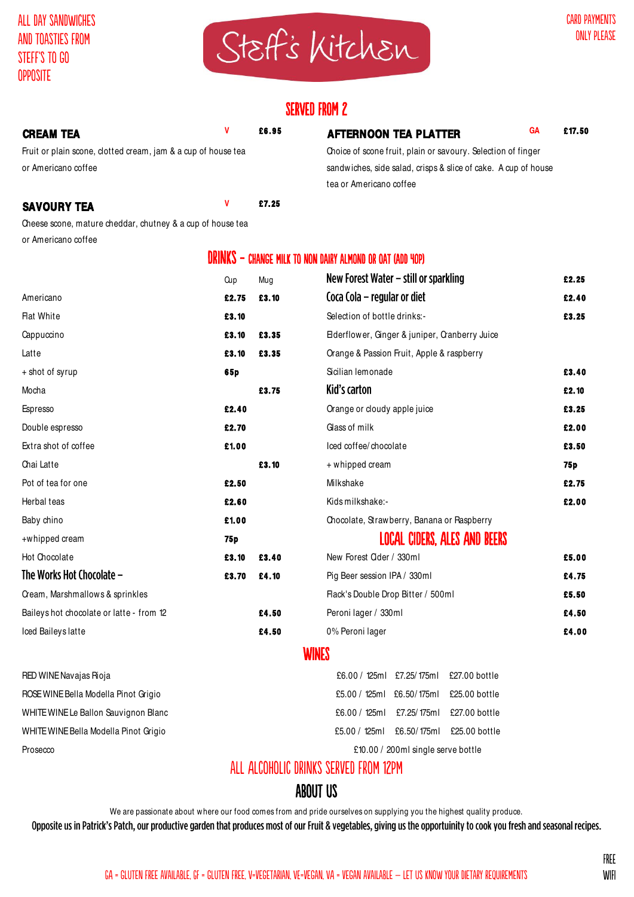ALL DAY SANDWICHES AND TOASTIES FROM STEFF'S TO GO OPPOSITE

# Steff's Kitchen

CARD PAYMENTS ONLY PLEASE

## SERVED FROM 2

**CREAM TEA** V **£6.95**

Fruit or plain scone, clotted cream, jam & a cup of house tea or Americano coffee

**SAVOURY TEA** V **£7.25**

Cheese scone, mature cheddar, chutney & a cup of house tea or Americano coffee

**AFTERNOON TEA PLATTER** GA **£17.50**

Choice of scone fruit, plain or savoury. Selection of finger sandwiches, side salad, crisps & slice of cake. A cup of house tea or Americano coffee

## DRINKS – CHANGE MILK TO NON DAIRY ALMOND OR OAT (ADD 40P)

| | Cup | Mug |
|---|---|---|
| Americano | £2.75 | £3.10 |
| Flat White | £3.10 | |
| Cappuccino | £3.10 | £3.35 |
| Latte | £3.10 | £3.35 |
| + shot of syrup | 65p | |
| Mocha | | £3.75 |
| Espresso | £2.40 | |
| Double espresso | £2.70 | |
| Extra shot of coffee | £1.00 | |
| Chai Latte | | £3.10 |
| Pot of tea for one | £2.50 | |
| Herbal teas | £2.60 | |
| Baby chino | £1.00 | |
| +whipped cream | 75p | |
| Hot Chocolate | £3.10 | £3.40 |
| **The Works Hot Chocolate –** | £3.70 | £4.10 |
| Cream, Marshmallows & sprinkles | | |
| Baileys hot chocolate or latte - from 12 | | £4.50 |
| Iced Baileys latte | | £4.50 |

| | |
|---|---|
| **New Forest Water – still or sparkling** | £2.25 |
| **Coca Cola – regular or diet** | £2.40 |
| Selection of bottle drinks:- | £3.25 |
| Elderflower, Ginger & juniper, Cranberry Juice | |
| Orange & Passion Fruit, Apple & raspberry | |
| Sicilian lemonade | £3.40 |
| **Kid's carton** | £2.10 |
| Orange or cloudy apple juice | £3.25 |
| Glass of milk | £2.00 |
| Iced coffee/chocolate | £3.50 |
| + whipped cream | 75p |
| Milkshake | £2.75 |
| Kids milkshake:- | £2.00 |
| Chocolate, Strawberry, Banana or Raspberry | |

## LOCAL CIDERS, ALES AND BEERS

| | |
|---|---|
| New Forest Cider / 330ml | £5.00 |
| Pig Beer session IPA / 330ml | £4.75 |
| Flack's Double Drop Bitter / 500ml | £5.50 |
| Peroni lager / 330ml | £4.50 |
| 0% Peroni lager | £4.00 |

## WINES

| | | | |
|---|---|---|---|
| RED WINE Navajas Rioja | £6.00 / 125ml | £7.25/ 175ml | £27.00 bottle |
| ROSE WINE Bella Modella Pinot Grigio | £5.00 / 125ml | £6.50/ 175ml | £25.00 bottle |
| WHITE WINE Le Ballon Sauvignon Blanc | £6.00 / 125ml | £7.25/ 175ml | £27.00 bottle |
| WHITE WINE Bella Modella Pinot Grigio | £5.00 / 125ml | £6.50/ 175ml | £25.00 bottle |
| Prosecco | £10.00 / 200ml single serve bottle | | |

ALL ALCOHOLIC DRINKS SERVED FROM 12PM

## ABOUT US

We are passionate about where our food comes from and pride ourselves on supplying you the highest quality produce.

**Opposite us in Patrick's Patch, our productive garden that produces most of our Fruit & vegetables, giving us the opportunity to cook you fresh and seasonal recipes.**

GA = GLUTEN FREE AVAILABLE, GF = GLUTEN FREE, V=VEGETARIAN, VE=VEGAN, VA = VEGAN AVAILABLE – LET US KNOW YOUR DIETARY REQUIREMENTS

FREE WIFI